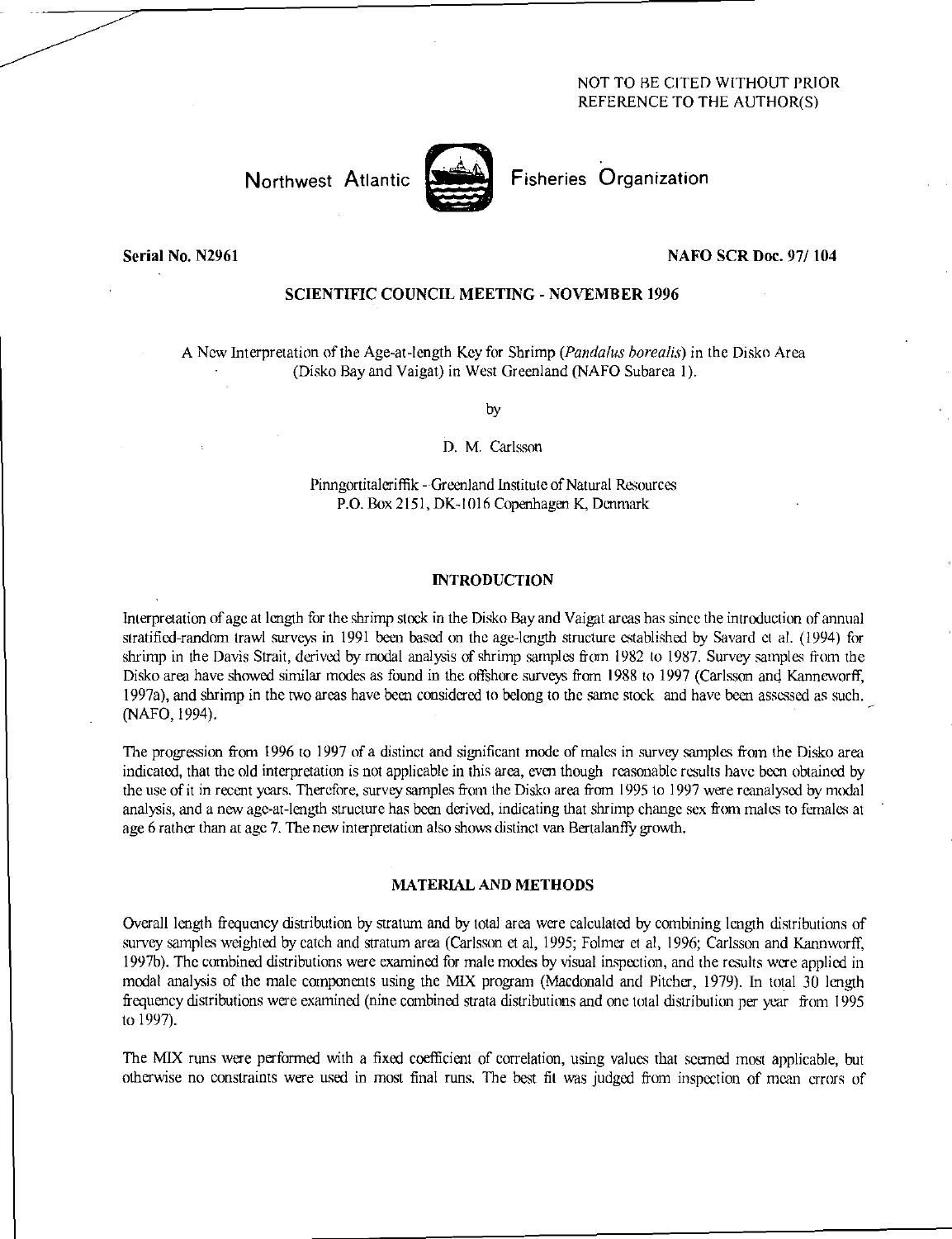NOT TO BE CITED WITHOUT PRIOR
REFERENCE TO THE AUTHOR(S)

Northwest Atlantic Fisheries Organization

**Serial No. N2961** **NAFO SCR Doc. 97/ 104**

**SCIENTIFIC COUNCIL MEETING - NOVEMBER 1996**

A New Interpretation of the Age-at-length Key for Shrimp (*Pandalus borealis*) in the Disko Area (Disko Bay and Vaigat) in West Greenland (NAFO Subarea 1).

by

D. M. Carlsson

Pinngortitaleriffik - Greenland Institute of Natural Resources
P.O. Box 2151, DK-1016 Copenhagen K, Denmark

## INTRODUCTION

Interpretation of age at length for the shrimp stock in the Disko Bay and Vaigat areas has since the introduction of annual stratified-random trawl surveys in 1991 been based on the age-length structure established by Savard et al. (1994) for shrimp in the Davis Strait, derived by modal analysis of shrimp samples from 1982 to 1987. Survey samples from the Disko area have showed similar modes as found in the offshore surveys from 1988 to 1997 (Carlsson and Kanneworff, 1997a), and shrimp in the two areas have been considered to belong to the same stock and have been assessed as such. (NAFO, 1994).

The progression from 1996 to 1997 of a distinct and significant mode of males in survey samples from the Disko area indicated, that the old interpretation is not applicable in this area, even though reasonable results have been obtained by the use of it in recent years. Therefore, survey samples from the Disko area from 1995 to 1997 were reanalysed by modal analysis, and a new age-at-length structure has been derived, indicating that shrimp change sex from males to females at age 6 rather than at age 7. The new interpretation also shows distinct van Bertalanffy growth.

## MATERIAL AND METHODS

Overall length frequency distribution by stratum and by total area were calculated by combining length distributions of survey samples weighted by catch and stratum area (Carlsson et al, 1995; Folmer et al, 1996; Carlsson and Kannworff, 1997b). The combined distributions were examined for male modes by visual inspection, and the results were applied in modal analysis of the male components using the MIX program (Macdonald and Pitcher, 1979). In total 30 length frequency distributions were examined (nine combined strata distributions and one total distribution per year from 1995 to 1997).

The MIX runs were performed with a fixed coefficient of correlation, using values that seemed most applicable, but otherwise no constraints were used in most final runs. The best fit was judged from inspection of mean errors of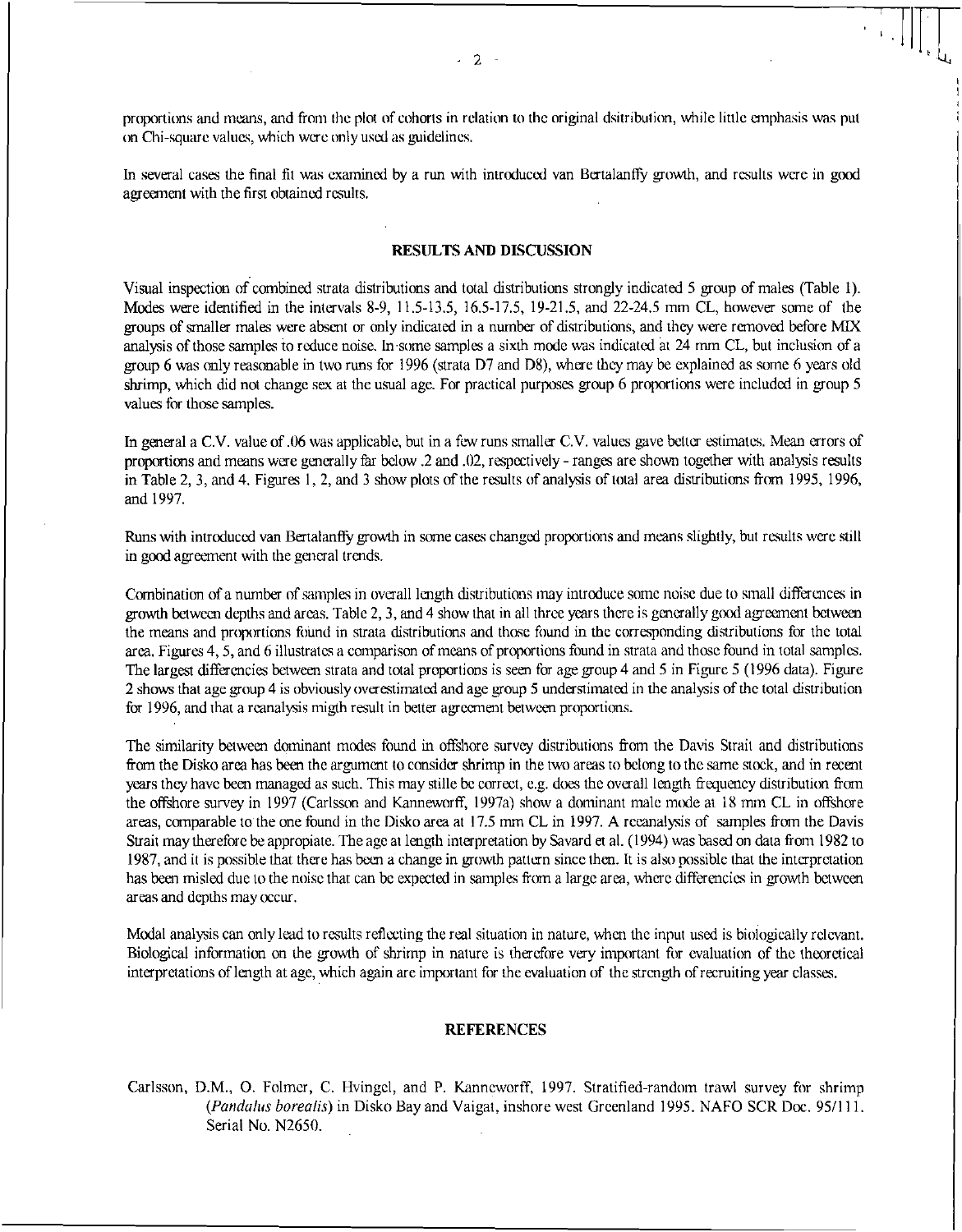proportions and means, and from the plot of cohorts in relation to the original dsitribution, while little emphasis was put on Chi-square values, which were only used as guidelines.

In several cases the final fit was examined by a run with introduced van Bertalanffy growth, and results were in good agreement with the first obtained results.

## RESULTS AND DISCUSSION

Visual inspection of combined strata distributions and total distributions strongly indicated 5 group of males (Table 1). Modes were identified in the intervals 8-9, 11.5-13.5, 16.5-17.5, 19-21.5, and 22-24.5 mm CL, however some of the groups of smaller males were absent or only indicated in a number of distributions, and they were removed before MIX analysis of those samples to reduce noise. In some samples a sixth mode was indicated at 24 mm CL, but inclusion of a group 6 was only reasonable in two runs for 1996 (strata D7 and D8), where they may be explained as some 6 years old shrimp, which did not change sex at the usual age. For practical purposes group 6 proportions were included in group 5 values for those samples.

In general a C.V. value of .06 was applicable, but in a few runs smaller C.V. values gave better estimates. Mean errors of proportions and means were generally far below .2 and .02, respectively - ranges are shown together with analysis results in Table 2, 3, and 4. Figures 1, 2, and 3 show plots of the results of analysis of total area distributions from 1995, 1996, and 1997.

Runs with introduced van Bertalanffy growth in some cases changed proportions and means slightly, but results were still in good agreement with the general trends.

Combination of a number of samples in overall length distributions may introduce some noise due to small differences in growth between depths and areas. Table 2, 3, and 4 show that in all three years there is generally good agreement between the means and proportions found in strata distributions and those found in the corresponding distributions for the total area. Figures 4, 5, and 6 illustrates a comparison of means of proportions found in strata and those found in total samples. The largest differencies between strata and total proportions is seen for age group 4 and 5 in Figure 5 (1996 data). Figure 2 shows that age group 4 is obviously overestimated and age group 5 understimated in the analysis of the total distribution for 1996, and that a reanalysis migth result in better agreement between proportions.

The similarity between dominant modes found in offshore survey distributions from the Davis Strait and distributions from the Disko area has been the argument to consider shrimp in the two areas to belong to the same stock, and in recent years they have been managed as such. This may stille be correct, e.g. does the overall length frequency distribution from the offshore survey in 1997 (Carlsson and Kanneworff, 1997a) show a dominant male mode at 18 mm CL in offshore areas, comparable to the one found in the Disko area at 17.5 mm CL in 1997. A reanalysis of samples from the Davis Strait may therefore be appropiate. The age at length interpretation by Savard et al. (1994) was based on data from 1982 to 1987, and it is possible that there has been a change in growth pattern since then. It is also possible that the interpretation has been misled due to the noise that can be expected in samples from a large area, where differencies in growth between areas and depths may occur.

Modal analysis can only lead to results reflecting the real situation in nature, when the input used is biologically relevant. Biological information on the growth of shrimp in nature is therefore very important for evaluation of the theoretical interpretations of length at age, which again are important for the evaluation of the strength of recruiting year classes.

## REFERENCES

Carlsson, D.M., O. Folmer, C. Hvingel, and P. Kanneworff, 1997. Stratified-random trawl survey for shrimp (*Pandalus borealis*) in Disko Bay and Vaigat, inshore west Greenland 1995. NAFO SCR Doc. 95/111. Serial No. N2650.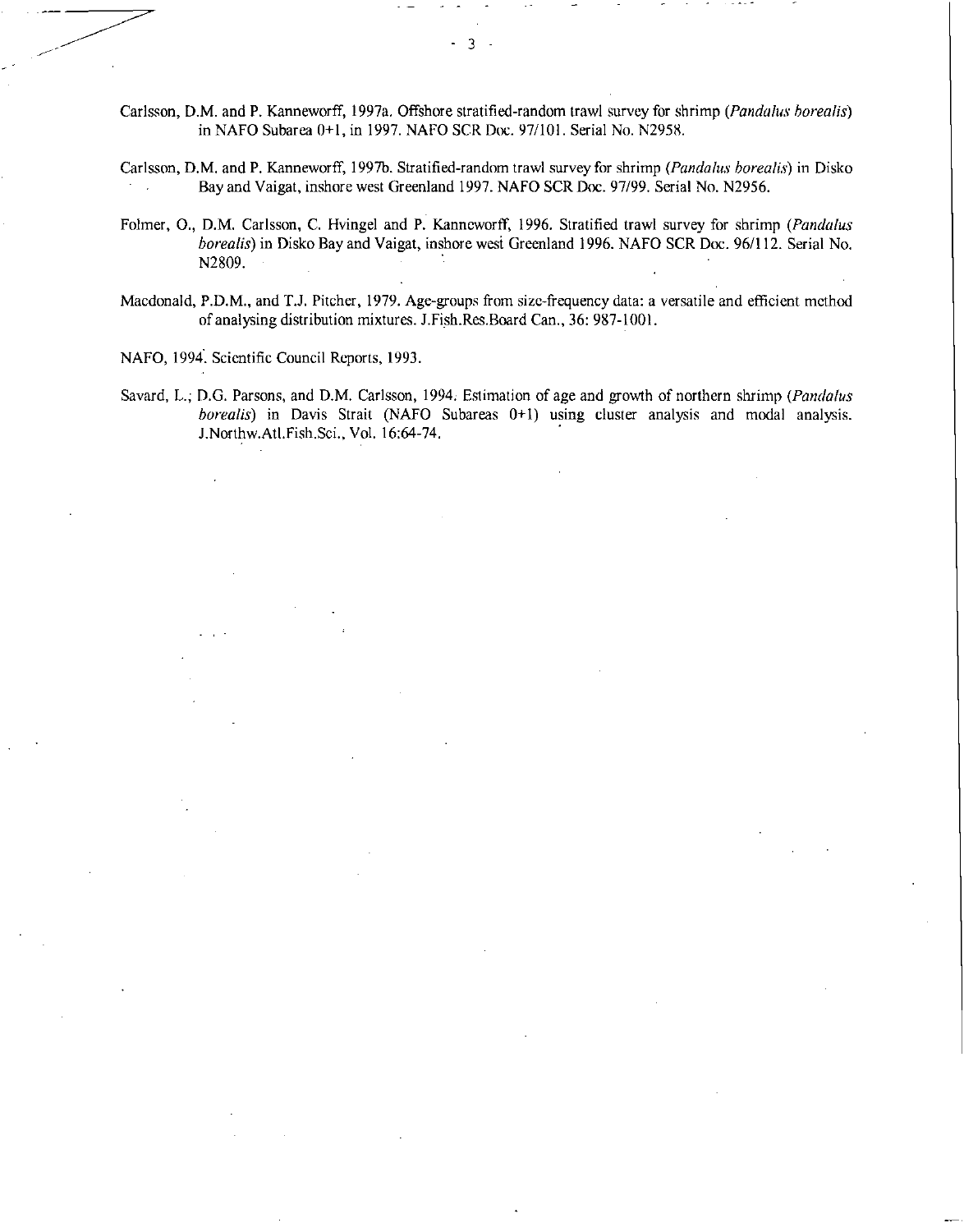Carlsson, D.M. and P. Kanneworff, 1997a. Offshore stratified-random trawl survey for shrimp (*Pandalus borealis*) in NAFO Subarea 0+1, in 1997. NAFO SCR Doc. 97/101. Serial No. N2958.

Carlsson, D.M. and P. Kanneworff, 1997b. Stratified-random trawl survey for shrimp (*Pandalus borealis*) in Disko Bay and Vaigat, inshore west Greenland 1997. NAFO SCR Doc. 97/99. Serial No. N2956.

Folmer, O., D.M. Carlsson, C. Hvingel and P. Kanneworff, 1996. Stratified trawl survey for shrimp (*Pandalus borealis*) in Disko Bay and Vaigat, inshore west Greenland 1996. NAFO SCR Doc. 96/112. Serial No. N2809.

Macdonald, P.D.M., and T.J. Pitcher, 1979. Age-groups from size-frequency data: a versatile and efficient method of analysing distribution mixtures. J.Fish.Res.Board Can., 36: 987-1001.

NAFO, 1994. Scientific Council Reports, 1993.

Savard, L.; D.G. Parsons, and D.M. Carlsson, 1994. Estimation of age and growth of northern shrimp (*Pandalus borealis*) in Davis Strait (NAFO Subareas 0+1) using cluster analysis and modal analysis. J.Northw.Atl.Fish.Sci., Vol. 16:64-74.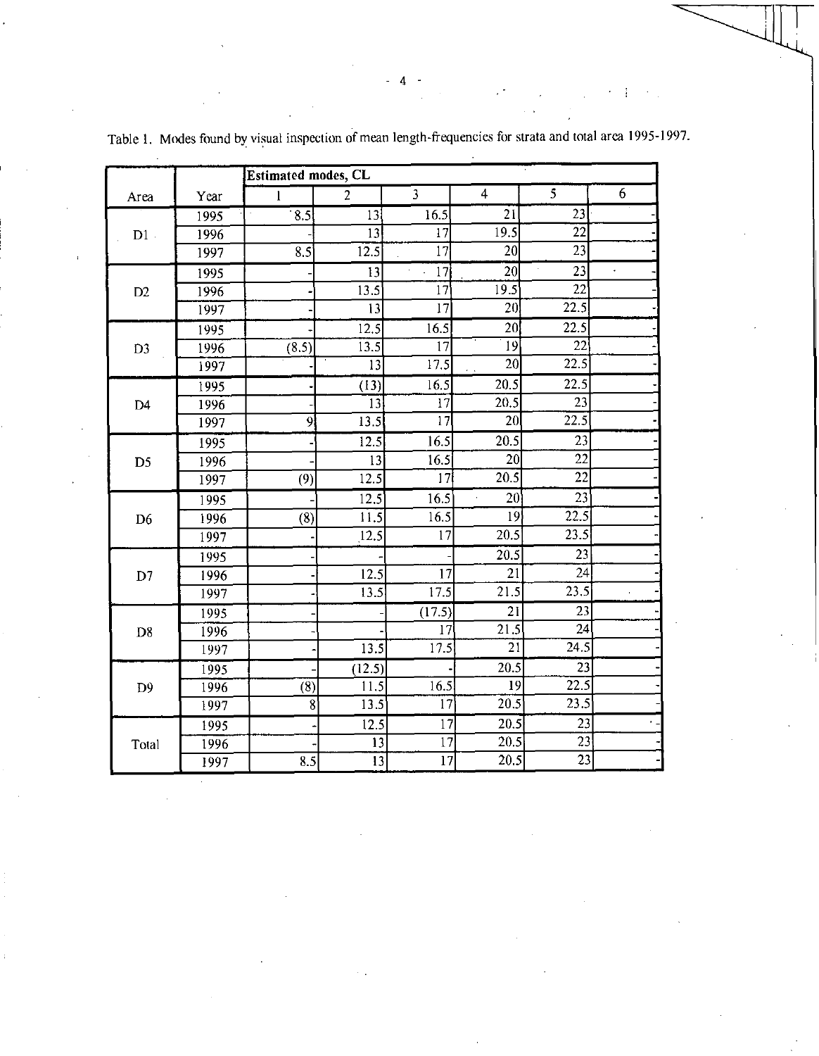Table 1. Modes found by visual inspection of mean length-frequencies for strata and total area 1995-1997.

| Area | Year | Estimated modes, CL | | | | | |
|---|---|---|---|---|---|---|---|
| | | 1 | 2 | 3 | 4 | 5 | 6 |
| D1 | 1995 | 8.5 | 13 | 16.5 | 21 | 23 | - |
| | 1996 | - | 13 | 17 | 19.5 | 22 | - |
| | 1997 | 8.5 | 12.5 | 17 | 20 | 23 | - |
| D2 | 1995 | - | 13 | 17 | 20 | 23 | - |
| | 1996 | - | 13.5 | 17 | 19.5 | 22 | - |
| | 1997 | - | 13 | 17 | 20 | 22.5 | - |
| D3 | 1995 | - | 12.5 | 16.5 | 20 | 22.5 | - |
| | 1996 | (8.5) | 13.5 | 17 | 19 | 22 | - |
| | 1997 | - | 13 | 17.5 | 20 | 22.5 | - |
| D4 | 1995 | - | (13) | 16.5 | 20.5 | 22.5 | - |
| | 1996 | - | 13 | 17 | 20.5 | 23 | - |
| | 1997 | 9 | 13.5 | 17 | 20 | 22.5 | - |
| D5 | 1995 | - | 12.5 | 16.5 | 20.5 | 23 | - |
| | 1996 | - | 13 | 16.5 | 20 | 22 | - |
| | 1997 | (9) | 12.5 | 17 | 20.5 | 22 | - |
| D6 | 1995 | - | 12.5 | 16.5 | 20 | 23 | - |
| | 1996 | (8) | 11.5 | 16.5 | 19 | 22.5 | - |
| | 1997 | - | 12.5 | 17 | 20.5 | 23.5 | - |
| D7 | 1995 | - | - | - | 20.5 | 23 | - |
| | 1996 | - | 12.5 | 17 | 21 | 24 | - |
| | 1997 | - | 13.5 | 17.5 | 21.5 | 23.5 | - |
| D8 | 1995 | - | - | (17.5) | 21 | 23 | - |
| | 1996 | - | - | 17 | 21.5 | 24 | - |
| | 1997 | - | 13.5 | 17.5 | 21 | 24.5 | - |
| D9 | 1995 | - | (12.5) | - | 20.5 | 23 | - |
| | 1996 | (8) | 11.5 | 16.5 | 19 | 22.5 | - |
| | 1997 | 8 | 13.5 | 17 | 20.5 | 23.5 | - |
| Total | 1995 | - | 12.5 | 17 | 20.5 | 23 | - |
| | 1996 | - | 13 | 17 | 20.5 | 23 | - |
| | 1997 | 8.5 | 13 | 17 | 20.5 | 23 | - |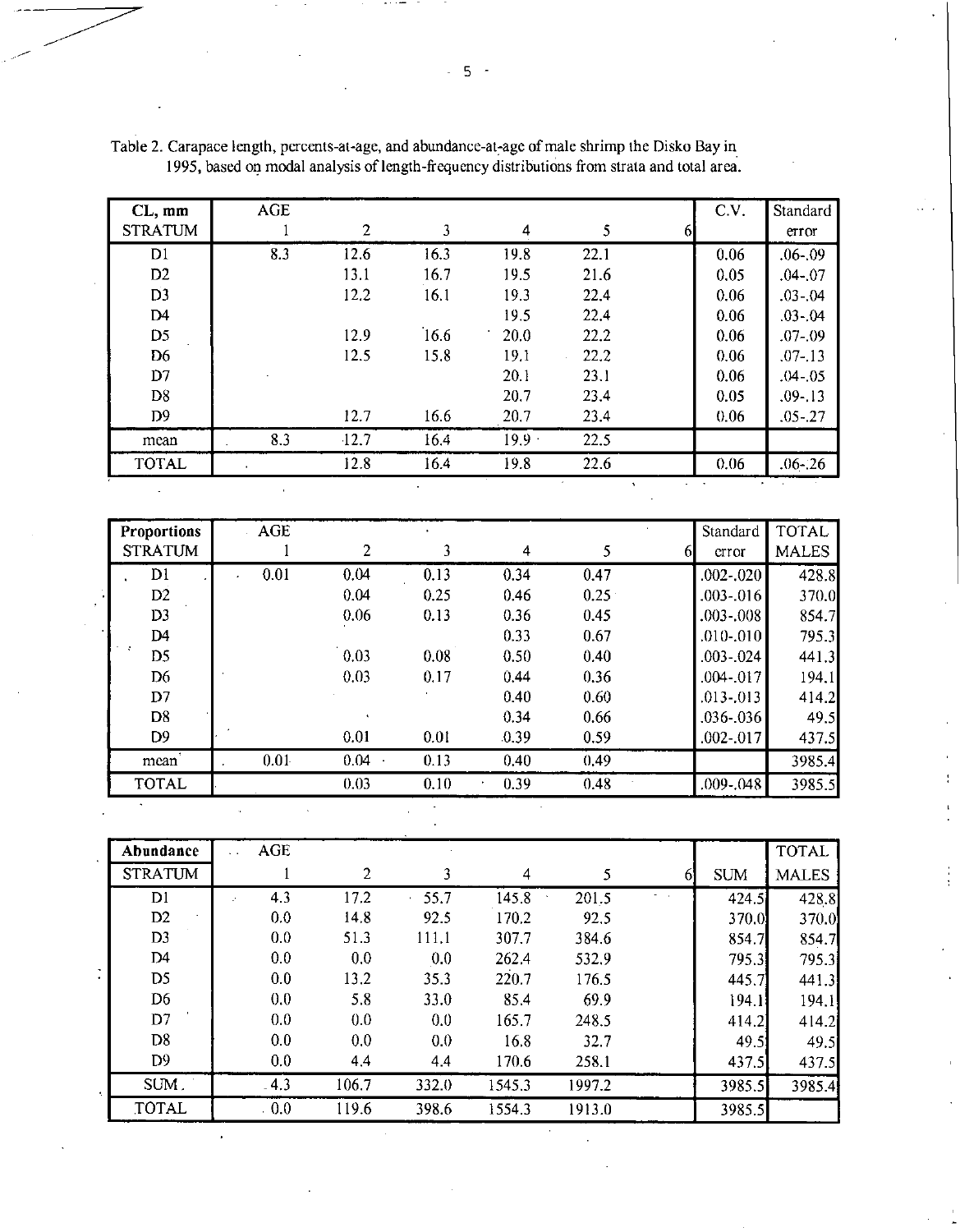Table 2. Carapace length, percents-at-age, and abundance-at-age of male shrimp the Disko Bay in 1995, based on modal analysis of length-frequency distributions from strata and total area.

| CL, mm | AGE | | | | | | C.V. | Standard |
|---|---|---|---|---|---|---|---|---|
| STRATUM | 1 | 2 | 3 | 4 | 5 | 6 | | error |
| D1 | 8.3 | 12.6 | 16.3 | 19.8 | 22.1 | | 0.06 | .06-.09 |
| D2 | | 13.1 | 16.7 | 19.5 | 21.6 | | 0.05 | .04-.07 |
| D3 | | 12.2 | 16.1 | 19.3 | 22.4 | | 0.06 | .03-.04 |
| D4 | | | | 19.5 | 22.4 | | 0.06 | .03-.04 |
| D5 | | 12.9 | 16.6 | 20.0 | 22.2 | | 0.06 | .07-.09 |
| D6 | | 12.5 | 15.8 | 19.1 | 22.2 | | 0.06 | .07-.13 |
| D7 | | | | 20.1 | 23.1 | | 0.06 | .04-.05 |
| D8 | | | | 20.7 | 23.4 | | 0.05 | .09-.13 |
| D9 | | 12.7 | 16.6 | 20.7 | 23.4 | | 0.06 | .05-.27 |
| mean | 8.3 | 12.7 | 16.4 | 19.9 | 22.5 | | | |
| TOTAL | | 12.8 | 16.4 | 19.8 | 22.6 | | 0.06 | .06-.26 |

| Proportions | AGE | | | | | | Standard | TOTAL |
|---|---|---|---|---|---|---|---|---|
| STRATUM | 1 | 2 | 3 | 4 | 5 | 6 | error | MALES |
| D1 | 0.01 | 0.04 | 0.13 | 0.34 | 0.47 | | .002-.020 | 428.8 |
| D2 | | 0.04 | 0.25 | 0.46 | 0.25 | | .003-.016 | 370.0 |
| D3 | | 0.06 | 0.13 | 0.36 | 0.45 | | .003-.008 | 854.7 |
| D4 | | | | 0.33 | 0.67 | | .010-.010 | 795.3 |
| D5 | | 0.03 | 0.08 | 0.50 | 0.40 | | .003-.024 | 441.3 |
| D6 | | 0.03 | 0.17 | 0.44 | 0.36 | | .004-.017 | 194.1 |
| D7 | | | | 0.40 | 0.60 | | .013-.013 | 414.2 |
| D8 | | | | 0.34 | 0.66 | | .036-.036 | 49.5 |
| D9 | | 0.01 | 0.01 | 0.39 | 0.59 | | .002-.017 | 437.5 |
| mean | 0.01 | 0.04 | 0.13 | 0.40 | 0.49 | | | 3985.4 |
| TOTAL | | 0.03 | 0.10 | 0.39 | 0.48 | | .009-.048 | 3985.5 |

| Abundance | AGE | | | | | | | TOTAL |
|---|---|---|---|---|---|---|---|---|
| STRATUM | 1 | 2 | 3 | 4 | 5 | 6 | SUM | MALES |
| D1 | 4.3 | 17.2 | 55.7 | 145.8 | 201.5 | | 424.5 | 428.8 |
| D2 | 0.0 | 14.8 | 92.5 | 170.2 | 92.5 | | 370.0 | 370.0 |
| D3 | 0.0 | 51.3 | 111.1 | 307.7 | 384.6 | | 854.7 | 854.7 |
| D4 | 0.0 | 0.0 | 0.0 | 262.4 | 532.9 | | 795.3 | 795.3 |
| D5 | 0.0 | 13.2 | 35.3 | 220.7 | 176.5 | | 445.7 | 441.3 |
| D6 | 0.0 | 5.8 | 33.0 | 85.4 | 69.9 | | 194.1 | 194.1 |
| D7 | 0.0 | 0.0 | 0.0 | 165.7 | 248.5 | | 414.2 | 414.2 |
| D8 | 0.0 | 0.0 | 0.0 | 16.8 | 32.7 | | 49.5 | 49.5 |
| D9 | 0.0 | 4.4 | 4.4 | 170.6 | 258.1 | | 437.5 | 437.5 |
| SUM | 4.3 | 106.7 | 332.0 | 1545.3 | 1997.2 | | 3985.5 | 3985.4 |
| TOTAL | 0.0 | 119.6 | 398.6 | 1554.3 | 1913.0 | | 3985.5 | |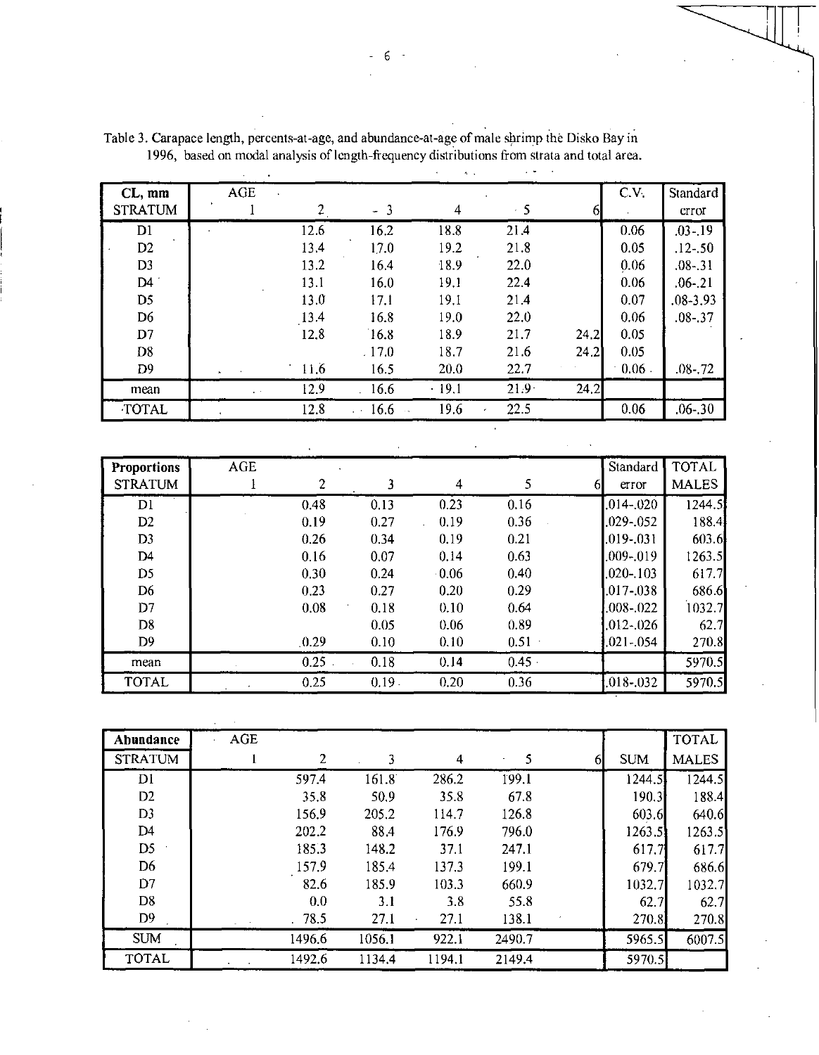Table 3. Carapace length, percents-at-age, and abundance-at-age of male shrimp the Disko Bay in 1996, based on modal analysis of length-frequency distributions from strata and total area.

| CL, mm | AGE | | | | | | C.V. | Standard |
|---|---|---|---|---|---|---|---|---|
| STRATUM | 1 | 2 | 3 | 4 | 5 | 6 | | error |
| D1 | | 12.6 | 16.2 | 18.8 | 21.4 | | 0.06 | .03-.19 |
| D2 | | 13.4 | 17.0 | 19.2 | 21.8 | | 0.05 | .12-.50 |
| D3 | | 13.2 | 16.4 | 18.9 | 22.0 | | 0.06 | .08-.31 |
| D4 | | 13.1 | 16.0 | 19.1 | 22.4 | | 0.06 | .06-.21 |
| D5 | | 13.0 | 17.1 | 19.1 | 21.4 | | 0.07 | .08-3.93 |
| D6 | | 13.4 | 16.8 | 19.0 | 22.0 | | 0.06 | .08-.37 |
| D7 | | 12.8 | 16.8 | 18.9 | 21.7 | 24.2 | 0.05 | |
| D8 | | | 17.0 | 18.7 | 21.6 | 24.2 | 0.05 | |
| D9 | | 11.6 | 16.5 | 20.0 | 22.7 | | 0.06 | .08-.72 |
| mean | | 12.9 | 16.6 | 19.1 | 21.9 | 24.2 | | |
| TOTAL | | 12.8 | 16.6 | 19.6 | 22.5 | | 0.06 | .06-.30 |

| Proportions | AGE | | | | | | Standard | TOTAL |
|---|---|---|---|---|---|---|---|---|
| STRATUM | 1 | 2 | 3 | 4 | 5 | 6 | error | MALES |
| D1 | | 0.48 | 0.13 | 0.23 | 0.16 | | .014-.020 | 1244.5 |
| D2 | | 0.19 | 0.27 | 0.19 | 0.36 | | .029-.052 | 188.4 |
| D3 | | 0.26 | 0.34 | 0.19 | 0.21 | | .019-.031 | 603.6 |
| D4 | | 0.16 | 0.07 | 0.14 | 0.63 | | .009-.019 | 1263.5 |
| D5 | | 0.30 | 0.24 | 0.06 | 0.40 | | .020-.103 | 617.7 |
| D6 | | 0.23 | 0.27 | 0.20 | 0.29 | | .017-.038 | 686.6 |
| D7 | | 0.08 | 0.18 | 0.10 | 0.64 | | .008-.022 | 1032.7 |
| D8 | | | 0.05 | 0.06 | 0.89 | | .012-.026 | 62.7 |
| D9 | | 0.29 | 0.10 | 0.10 | 0.51 | | .021-.054 | 270.8 |
| mean | | 0.25 | 0.18 | 0.14 | 0.45 | | | 5970.5 |
| TOTAL | | 0.25 | 0.19 | 0.20 | 0.36 | | .018-.032 | 5970.5 |

| Abundance | AGE | | | | | | | TOTAL |
|---|---|---|---|---|---|---|---|---|
| STRATUM | 1 | 2 | 3 | 4 | 5 | 6 | SUM | MALES |
| D1 | | 597.4 | 161.8 | 286.2 | 199.1 | | 1244.5 | 1244.5 |
| D2 | | 35.8 | 50.9 | 35.8 | 67.8 | | 190.3 | 188.4 |
| D3 | | 156.9 | 205.2 | 114.7 | 126.8 | | 603.6 | 640.6 |
| D4 | | 202.2 | 88.4 | 176.9 | 796.0 | | 1263.5 | 1263.5 |
| D5 | | 185.3 | 148.2 | 37.1 | 247.1 | | 617.7 | 617.7 |
| D6 | | 157.9 | 185.4 | 137.3 | 199.1 | | 679.7 | 686.6 |
| D7 | | 82.6 | 185.9 | 103.3 | 660.9 | | 1032.7 | 1032.7 |
| D8 | | 0.0 | 3.1 | 3.8 | 55.8 | | 62.7 | 62.7 |
| D9 | | 78.5 | 27.1 | 27.1 | 138.1 | | 270.8 | 270.8 |
| SUM | | 1496.6 | 1056.1 | 922.1 | 2490.7 | | 5965.5 | 6007.5 |
| TOTAL | | 1492.6 | 1134.4 | 1194.1 | 2149.4 | | 5970.5 | |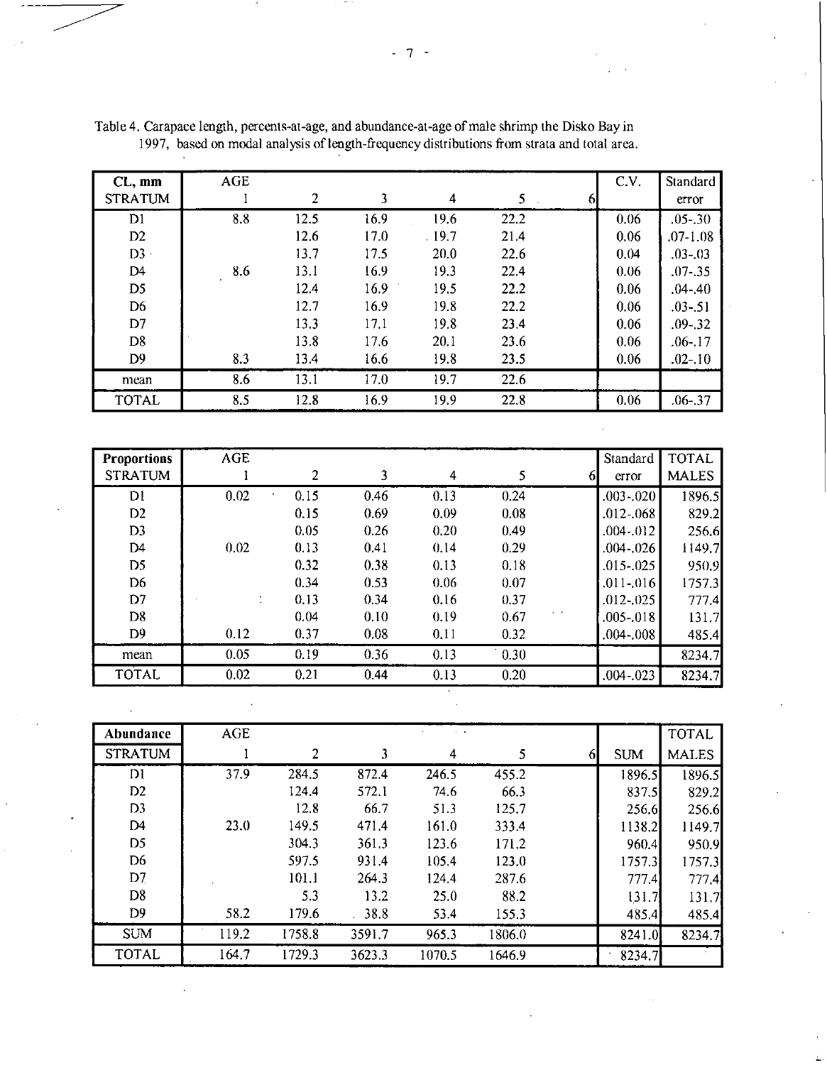Table 4. Carapace length, percents-at-age, and abundance-at-age of male shrimp the Disko Bay in 1997, based on modal analysis of length-frequency distributions from strata and total area.

| **CL, mm** STRATUM | AGE 1 | 2 | 3 | 4 | 5 | 6 | C.V. | Standard error |
|---|---|---|---|---|---|---|---|---|
| D1 | 8.8 | 12.5 | 16.9 | 19.6 | 22.2 | | 0.06 | .05-.30 |
| D2 | | 12.6 | 17.0 | 19.7 | 21.4 | | 0.06 | .07-1.08 |
| D3 | | 13.7 | 17.5 | 20.0 | 22.6 | | 0.04 | .03-.03 |
| D4 | 8.6 | 13.1 | 16.9 | 19.3 | 22.4 | | 0.06 | .07-.35 |
| D5 | | 12.4 | 16.9 | 19.5 | 22.2 | | 0.06 | .04-.40 |
| D6 | | 12.7 | 16.9 | 19.8 | 22.2 | | 0.06 | .03-.51 |
| D7 | | 13.3 | 17.1 | 19.8 | 23.4 | | 0.06 | .09-.32 |
| D8 | | 13.8 | 17.6 | 20.1 | 23.6 | | 0.06 | .06-.17 |
| D9 | 8.3 | 13.4 | 16.6 | 19.8 | 23.5 | | 0.06 | .02-.10 |
| mean | 8.6 | 13.1 | 17.0 | 19.7 | 22.6 | | | |
| TOTAL | 8.5 | 12.8 | 16.9 | 19.9 | 22.8 | | 0.06 | .06-.37 |

| **Proportions** STRATUM | AGE 1 | 2 | 3 | 4 | 5 | 6 | Standard error | TOTAL MALES |
|---|---|---|---|---|---|---|---|---|
| D1 | 0.02 | 0.15 | 0.46 | 0.13 | 0.24 | | .003-.020 | 1896.5 |
| D2 | | 0.15 | 0.69 | 0.09 | 0.08 | | .012-.068 | 829.2 |
| D3 | | 0.05 | 0.26 | 0.20 | 0.49 | | .004-.012 | 256.6 |
| D4 | 0.02 | 0.13 | 0.41 | 0.14 | 0.29 | | .004-.026 | 1149.7 |
| D5 | | 0.32 | 0.38 | 0.13 | 0.18 | | .015-.025 | 950.9 |
| D6 | | 0.34 | 0.53 | 0.06 | 0.07 | | .011-.016 | 1757.3 |
| D7 | | 0.13 | 0.34 | 0.16 | 0.37 | | .012-.025 | 777.4 |
| D8 | | 0.04 | 0.10 | 0.19 | 0.67 | | .005-.018 | 131.7 |
| D9 | 0.12 | 0.37 | 0.08 | 0.11 | 0.32 | | .004-.008 | 485.4 |
| mean | 0.05 | 0.19 | 0.36 | 0.13 | 0.30 | | | 8234.7 |
| TOTAL | 0.02 | 0.21 | 0.44 | 0.13 | 0.20 | | .004-.023 | 8234.7 |

| **Abundance** STRATUM | AGE 1 | 2 | 3 | 4 | 5 | 6 | SUM | TOTAL MALES |
|---|---|---|---|---|---|---|---|---|
| D1 | 37.9 | 284.5 | 872.4 | 246.5 | 455.2 | | 1896.5 | 1896.5 |
| D2 | | 124.4 | 572.1 | 74.6 | 66.3 | | 837.5 | 829.2 |
| D3 | | 12.8 | 66.7 | 51.3 | 125.7 | | 256.6 | 256.6 |
| D4 | 23.0 | 149.5 | 471.4 | 161.0 | 333.4 | | 1138.2 | 1149.7 |
| D5 | | 304.3 | 361.3 | 123.6 | 171.2 | | 960.4 | 950.9 |
| D6 | | 597.5 | 931.4 | 105.4 | 123.0 | | 1757.3 | 1757.3 |
| D7 | | 101.1 | 264.3 | 124.4 | 287.6 | | 777.4 | 777.4 |
| D8 | | 5.3 | 13.2 | 25.0 | 88.2 | | 131.7 | 131.7 |
| D9 | 58.2 | 179.6 | 38.8 | 53.4 | 155.3 | | 485.4 | 485.4 |
| SUM | 119.2 | 1758.8 | 3591.7 | 965.3 | 1806.0 | | 8241.0 | 8234.7 |
| TOTAL | 164.7 | 1729.3 | 3623.3 | 1070.5 | 1646.9 | | 8234.7 | |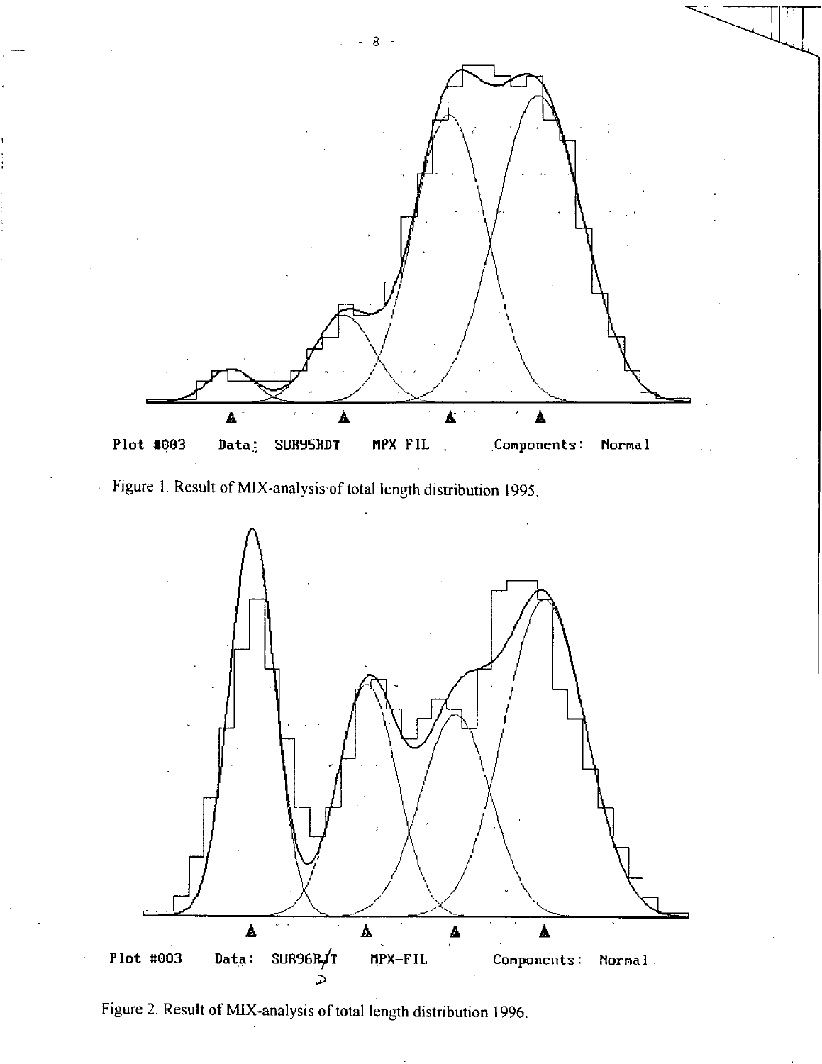Plot #003 Data: SUR95RDT MPX-FIL Components: Normal

Figure 1. Result of MIX-analysis of total length distribution 1995.

Plot #003 Data: SUR96RJT MPX-FIL Components: Normal

Figure 2. Result of MIX-analysis of total length distribution 1996.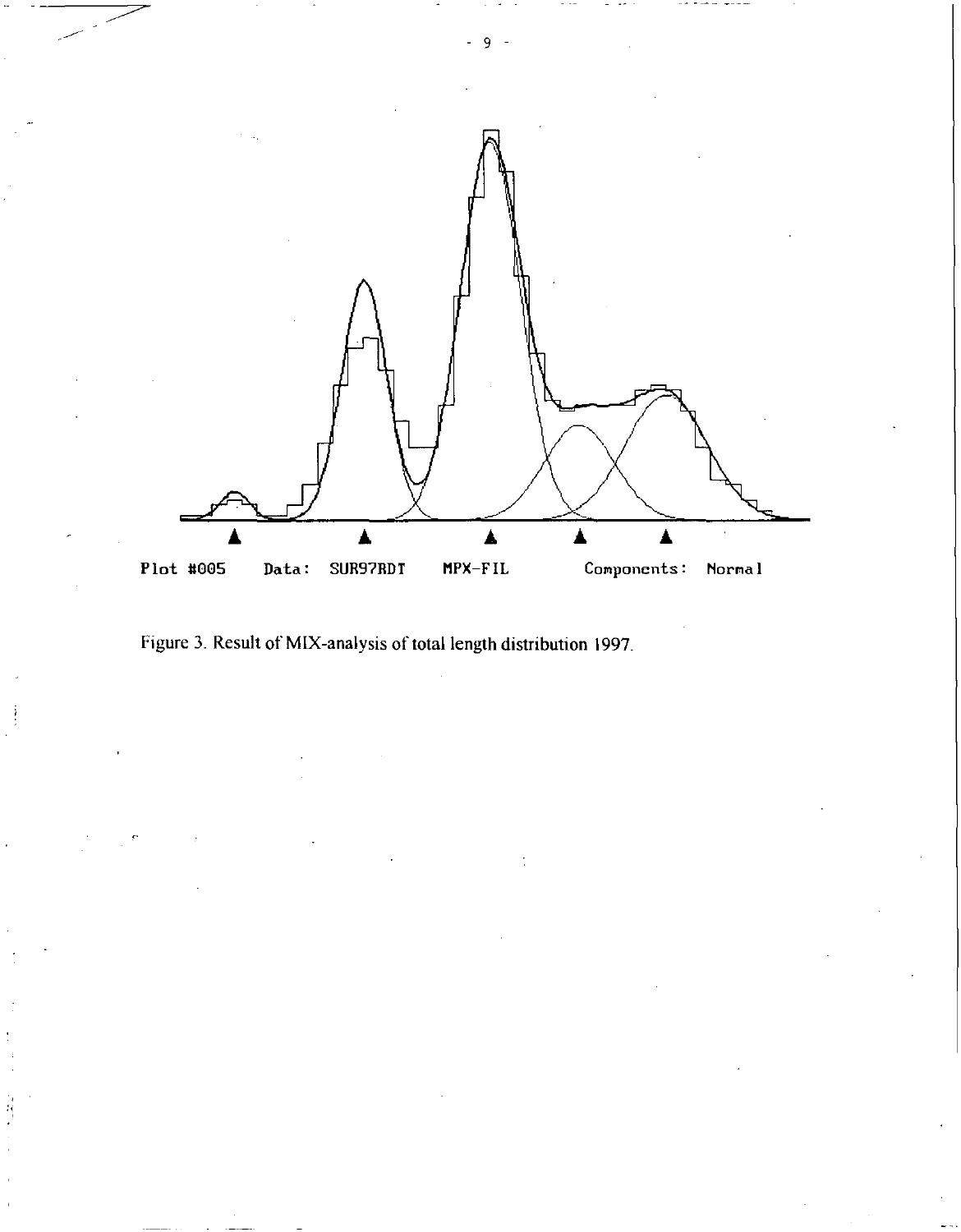Plot #005 Data: SUR97RDT MPX-FIL Components: Normal

Figure 3. Result of MIX-analysis of total length distribution 1997.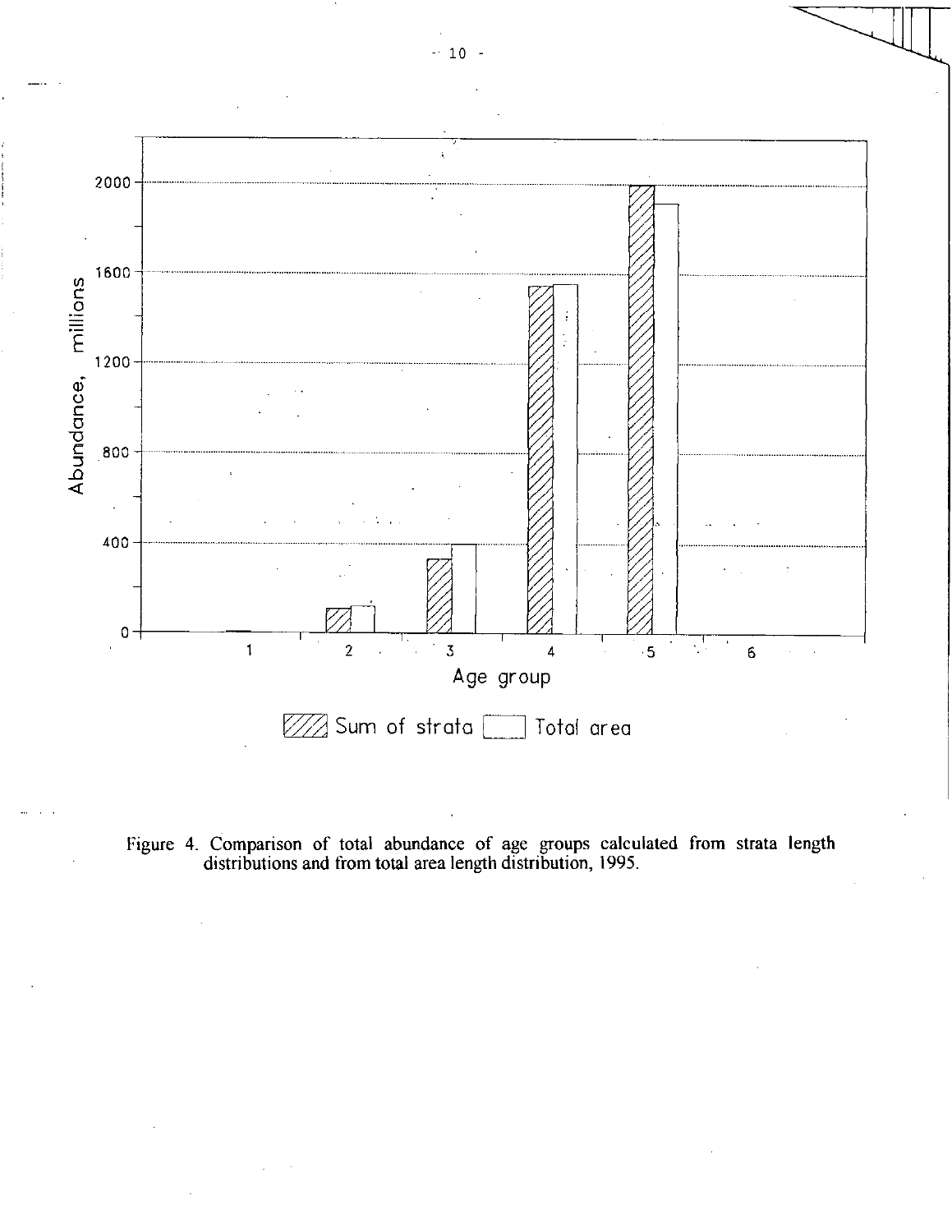Figure 4. Comparison of total abundance of age groups calculated from strata length distributions and from total area length distribution, 1995.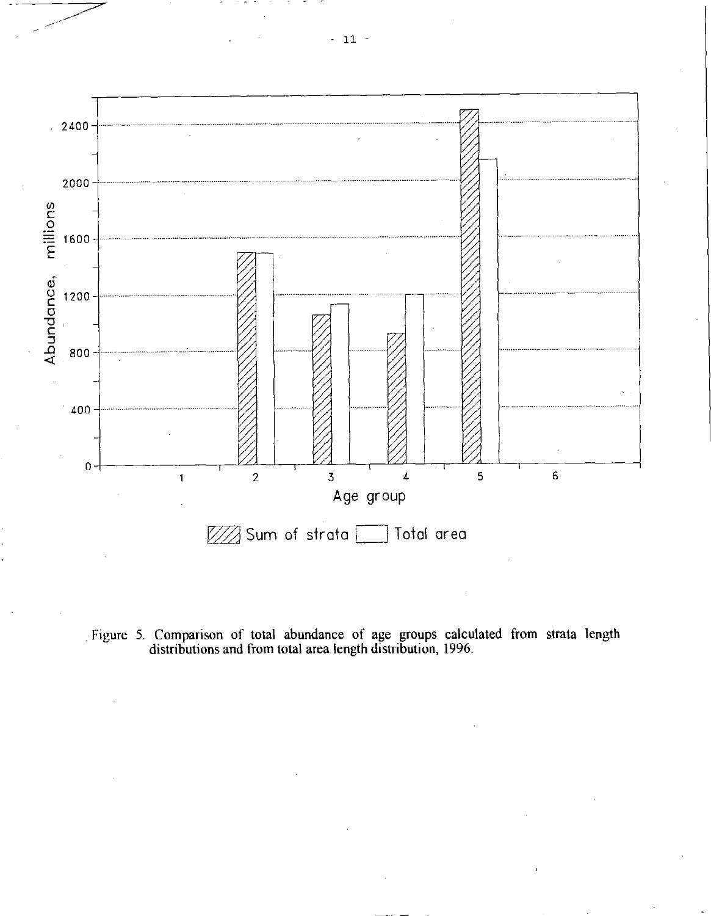Figure 5. Comparison of total abundance of age groups calculated from strata length distributions and from total area length distribution, 1996.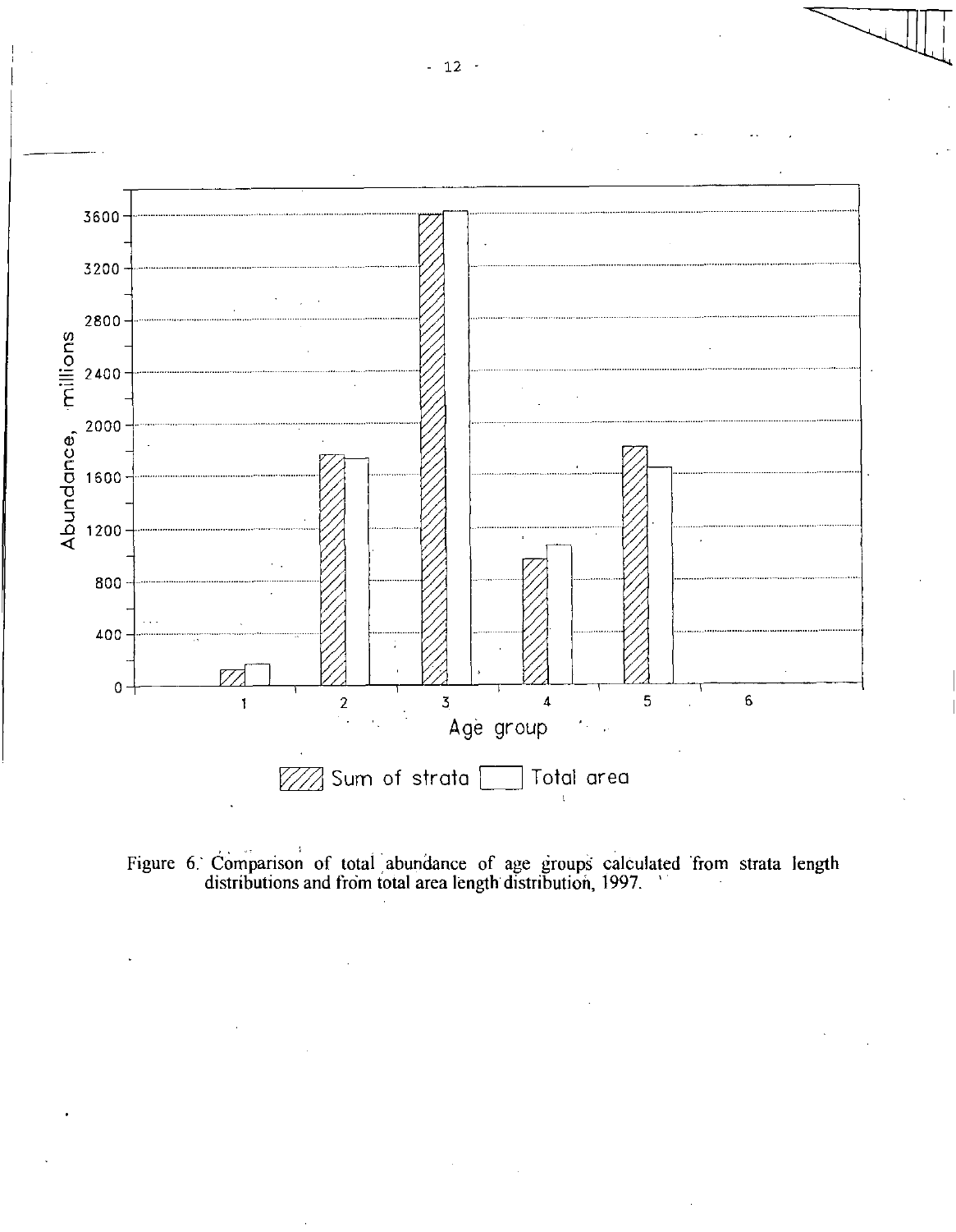Abundance, millions

3600
3200
2800
2400
2000
1600
1200
800
400
0

1
2
3
4
5
6

Age group

Sum of strata
Total area

Figure 6. Comparison of total abundance of age groups calculated from strata length distributions and from total area length distribution, 1997.